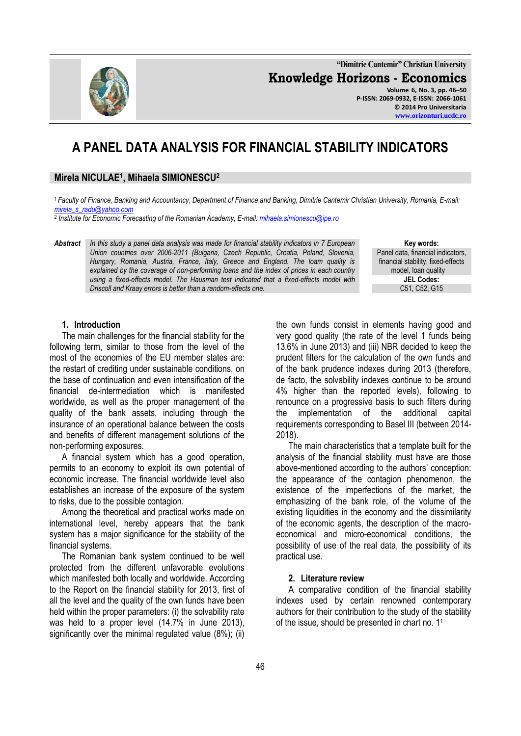# A PANEL DATA ANALYSIS FOR FINANCIAL STABILITY INDICATORS

**Mirela NICULAE[1], Mihaela SIMIONESCU[2]**

[1] *Faculty of Finance, Banking and Accountancy, Department of Finance and Banking, Dimitrie Cantemir Christian University, Romania, E-mail: mirela_s_radu@yahoo.com*
[2] *Institute for Economic Forecasting of the Romanian Academy, E-mail: mihaela.simionescu@ipe.ro*

***Abstract*** *In this study a panel data analysis was made for financial stability indicators in 7 European Union countries over 2006-2011 (Bulgaria, Czech Republic, Croatia, Poland, Slovenia, Hungary, Romania, Austria, France, Italy, Greece and England. The loam quality is explained by the coverage of non-performing loans and the index of prices in each country using a fixed-effects model. The Hausman test indicated that a fixed-effects model with Driscoll and Kraay errors is better than a random-effects one.*

**Key words:** Panel data, financial indicators, financial stability, fixed-effects model, loan quality

**JEL Codes:** C51, C52, G15

## 1. Introduction

The main challenges for the financial stability for the following term, similar to those from the level of the most of the economies of the EU member states are: the restart of crediting under sustainable conditions, on the base of continuation and even intensification of the financial de-intermediation which is manifested worldwide, as well as the proper management of the quality of the bank assets, including through the insurance of an operational balance between the costs and benefits of different management solutions of the non-performing exposures.

A financial system which has a good operation, permits to an economy to exploit its own potential of economic increase. The financial worldwide level also establishes an increase of the exposure of the system to risks, due to the possible contagion.

Among the theoretical and practical works made on international level, hereby appears that the bank system has a major significance for the stability of the financial systems.

The Romanian bank system continued to be well protected from the different unfavorable evolutions which manifested both locally and worldwide. According to the Report on the financial stability for 2013, first of all the level and the quality of the own funds have been held within the proper parameters: (i) the solvability rate was held to a proper level (14.7% in June 2013), significantly over the minimal regulated value (8%); (ii) the own funds consist in elements having good and very good quality (the rate of the level 1 funds being 13.6% in June 2013) and (iii) NBR decided to keep the prudent filters for the calculation of the own funds and of the bank prudence indexes during 2013 (therefore, de facto, the solvability indexes continue to be around 4% higher than the reported levels), following to renounce on a progressive basis to such filters during the implementation of the additional capital requirements corresponding to Basel III (between 2014-2018).

The main characteristics that a template built for the analysis of the financial stability must have are those above-mentioned according to the authors' conception: the appearance of the contagion phenomenon, the existence of the imperfections of the market, the emphasizing of the bank role, of the volume of the existing liquidities in the economy and the dissimilarity of the economic agents, the description of the macro-economical and micro-economical conditions, the possibility of use of the real data, the possibility of its practical use.

## 2. Literature review

A comparative condition of the financial stability indexes used by certain renowned contemporary authors for their contribution to the study of the stability of the issue, should be presented in chart no. 1[1]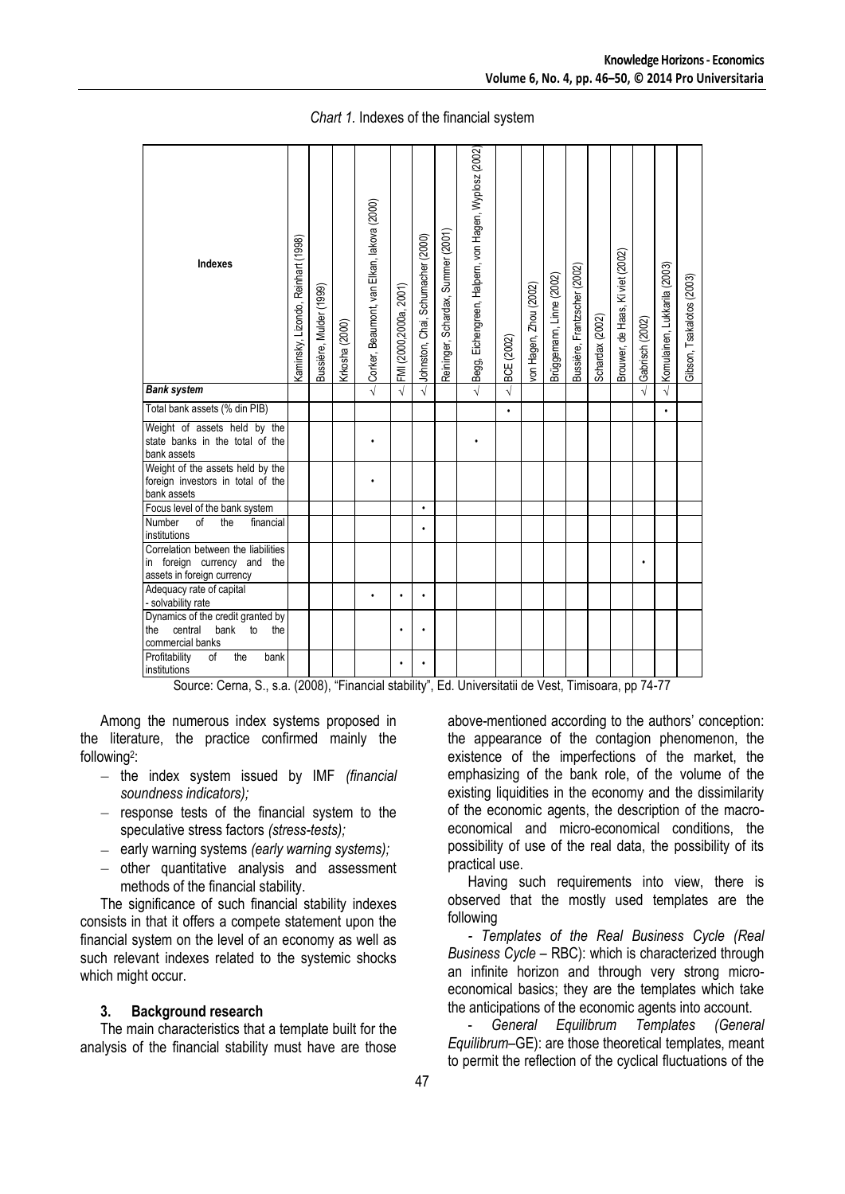*Chart 1.* Indexes of the financial system

| Indexes | Kaminsky, Lizondo, Reinhart (1998) | Bussière, Mulder (1999) | Krkosha (2000) | Corker, Beaumont, van Elkan, Iakova (2000) | FMI (2000,2000a, 2001) | Johnston, Chai, Schumacher (2000) | Reininger, Schardax, Summer (2001) | Begg, Eichengreen, Halpern, von Hagen, Wyplosz (2002) | BCE (2002) | von Hagen, Zhou (2002) | Brüggemann, Linne (2002) | Bussière, Frantzscher (2002) | Schardax (2002) | Brouwer, de Haas, Ki viet (2002) | Gabrisch (2002) | Komulainen, Lukkarila (2003) | Gibson, Tsakalotos (2003) |
|---|---|---|---|---|---|---|---|---|---|---|---|---|---|---|---|---|---|
| ***Bank system*** | | | | √ | √ | √ | | √ | √ | | | | | | √ | √ | |
| Total bank assets (% din PIB) | | | | | | | | | • | | | | | | | • | |
| Weight of assets held by the state banks in the total of the bank assets | | | | • | | | | • | | | | | | | | | |
| Weight of the assets held by the foreign investors in total of the bank assets | | | | • | | | | | | | | | | | | | |
| Focus level of the bank system | | | | | | • | | | | | | | | | | | |
| Number of the financial institutions | | | | | | • | | | | | | | | | | | |
| Correlation between the liabilities in foreign currency and the assets in foreign currency | | | | | | | | | | | | | | | • | | |
| Adequacy rate of capital - solvability rate | | | | • | • | • | | | | | | | | | | | |
| Dynamics of the credit granted by the central bank to the commercial banks | | | | | • | • | | | | | | | | | | | |
| Profitability of the bank institutions | | | | | • | • | | | | | | | | | | | |

Source: Cerna, S., s.a. (2008), "Financial stability", Ed. Universitatii de Vest, Timisoara, pp 74-77

Among the numerous index systems proposed in the literature, the practice confirmed mainly the following[2]:

- the index system issued by IMF *(financial soundness indicators);*
- response tests of the financial system to the speculative stress factors *(stress-tests);*
- early warning systems *(early warning systems);*
- other quantitative analysis and assessment methods of the financial stability.

The significance of such financial stability indexes consists in that it offers a compete statement upon the financial system on the level of an economy as well as such relevant indexes related to the systemic shocks which might occur.

## 3. Background research

The main characteristics that a template built for the analysis of the financial stability must have are those above-mentioned according to the authors' conception: the appearance of the contagion phenomenon, the existence of the imperfections of the market, the emphasizing of the bank role, of the volume of the existing liquidities in the economy and the dissimilarity of the economic agents, the description of the macro-economical and micro-economical conditions, the possibility of use of the real data, the possibility of its practical use.

Having such requirements into view, there is observed that the mostly used templates are the following

- *Templates of the Real Business Cycle (Real Business Cycle* – RBC): which is characterized through an infinite horizon and through very strong micro-economical basics; they are the templates which take the anticipations of the economic agents into account.

- *General Equilibrum Templates (General Equilibrium*–GE): are those theoretical templates, meant to permit the reflection of the cyclical fluctuations of the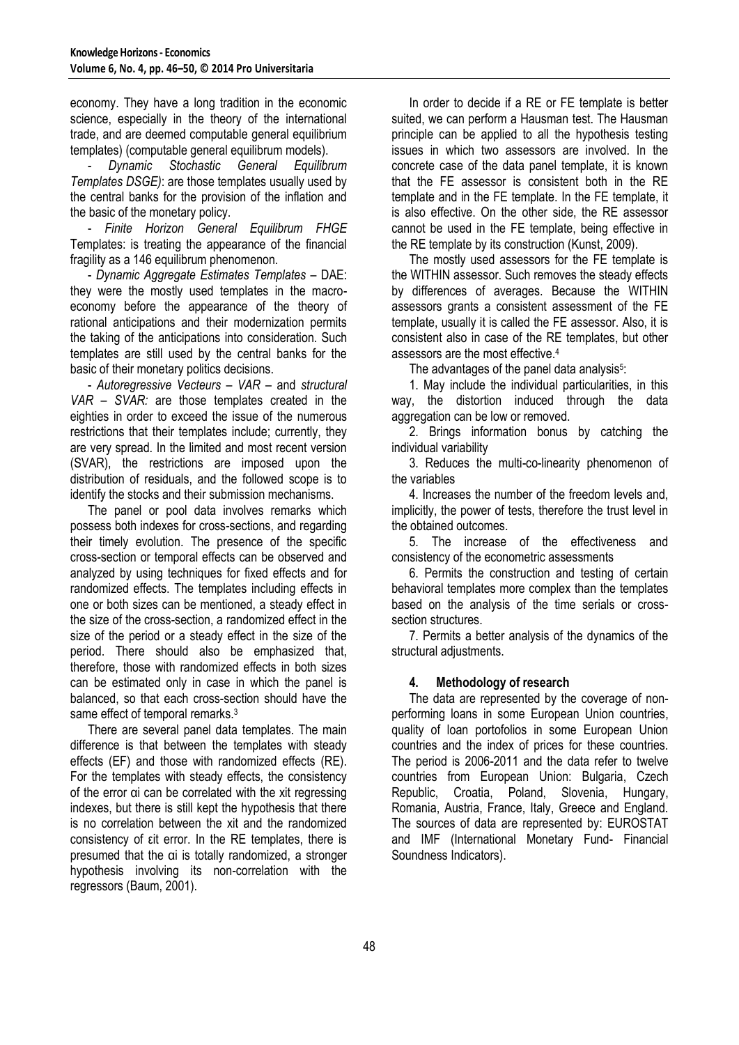economy. They have a long tradition in the economic science, especially in the theory of the international trade, and are deemed computable general equilibrium templates) (computable general equilibrum models).

- *Dynamic Stochastic General Equilibrum Templates DSGE)*: are those templates usually used by the central banks for the provision of the inflation and the basic of the monetary policy.

- *Finite Horizon General Equilibrium FHGE* Templates: is treating the appearance of the financial fragility as a 146 equilibrium phenomenon.

- *Dynamic Aggregate Estimates Templates* – DAE: they were the mostly used templates in the macro-economy before the appearance of the theory of rational anticipations and their modernization permits the taking of the anticipations into consideration. Such templates are still used by the central banks for the basic of their monetary politics decisions.

- *Autoregressive Vecteurs – VAR* – and *structural VAR – SVAR:* are those templates created in the eighties in order to exceed the issue of the numerous restrictions that their templates include; currently, they are very spread. In the limited and most recent version (SVAR), the restrictions are imposed upon the distribution of residuals, and the followed scope is to identify the stocks and their submission mechanisms.

The panel or pool data involves remarks which possess both indexes for cross-sections, and regarding their timely evolution. The presence of the specific cross-section or temporal effects can be observed and analyzed by using techniques for fixed effects and for randomized effects. The templates including effects in one or both sizes can be mentioned, a steady effect in the size of the cross-section, a randomized effect in the size of the period or a steady effect in the size of the period. There should also be emphasized that, therefore, those with randomized effects in both sizes can be estimated only in case in which the panel is balanced, so that each cross-section should have the same effect of temporal remarks.[3]

There are several panel data templates. The main difference is that between the templates with steady effects (EF) and those with randomized effects (RE). For the templates with steady effects, the consistency of the error $\alpha_i$ can be correlated with the $x_{it}$ regressing indexes, but there is still kept the hypothesis that there is no correlation between the $x_{it}$ and the randomized consistency of $\varepsilon_{it}$ error. In the RE templates, there is presumed that the $\alpha_i$ is totally randomized, a stronger hypothesis involving its non-correlation with the regressors (Baum, 2001).

In order to decide if a RE or FE template is better suited, we can perform a Hausman test. The Hausman principle can be applied to all the hypothesis testing issues in which two assessors are involved. In the concrete case of the data panel template, it is known that the FE assessor is consistent both in the RE template and in the FE template. In the FE template, it is also effective. On the other side, the RE assessor cannot be used in the FE template, being effective in the RE template by its construction (Kunst, 2009).

The mostly used assessors for the FE template is the WITHIN assessor. Such removes the steady effects by differences of averages. Because the WITHIN assessors grants a consistent assessment of the FE template, usually it is called the FE assessor. Also, it is consistent also in case of the RE templates, but other assessors are the most effective.[4]

The advantages of the panel data analysis[5]:

1. May include the individual particularities, in this way, the distortion induced through the data aggregation can be low or removed.
2. Brings information bonus by catching the individual variability
3. Reduces the multi-co-linearity phenomenon of the variables
4. Increases the number of the freedom levels and, implicitly, the power of tests, therefore the trust level in the obtained outcomes.
5. The increase of the effectiveness and consistency of the econometric assessments
6. Permits the construction and testing of certain behavioral templates more complex than the templates based on the analysis of the time serials or cross-section structures.
7. Permits a better analysis of the dynamics of the structural adjustments.

## 4. Methodology of research

The data are represented by the coverage of non-performing loans in some European Union countries, quality of loan portofolios in some European Union countries and the index of prices for these countries. The period is 2006-2011 and the data refer to twelve countries from European Union: Bulgaria, Czech Republic, Croatia, Poland, Slovenia, Hungary, Romania, Austria, France, Italy, Greece and England. The sources of data are represented by: EUROSTAT and IMF (International Monetary Fund- Financial Soundness Indicators).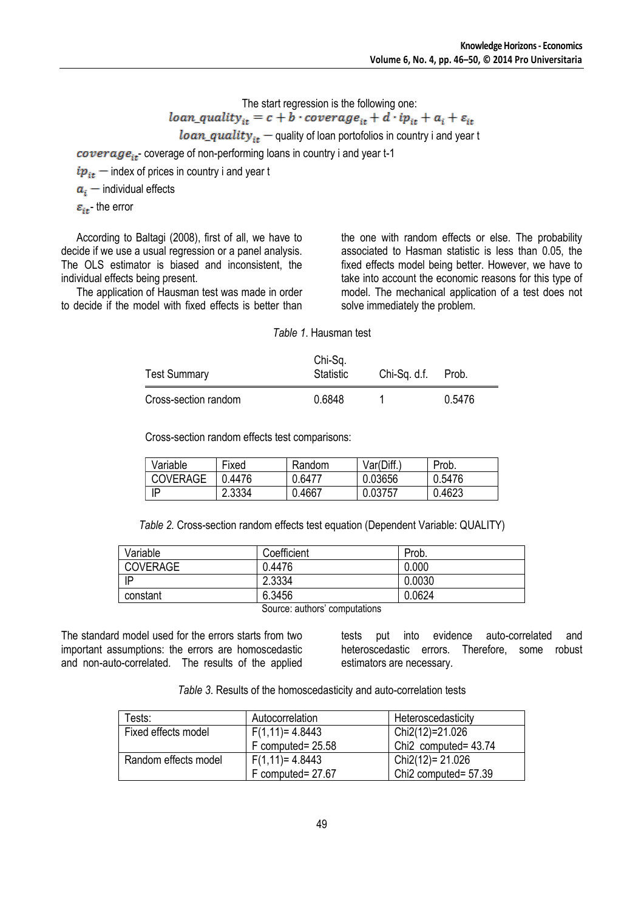The start regression is the following one:

$$loan\_quality_{it} = c + b \cdot coverage_{it} + d \cdot ip_{it} + a_i + \varepsilon_{it}$$

$loan\_quality_{it}$ — quality of loan portofolios in country i and year t

$coverage_{it}$- coverage of non-performing loans in country i and year t-1

$ip_{it}$ — index of prices in country i and year t

$a_i$ — individual effects

$\varepsilon_{it}$- the error

According to Baltagi (2008), first of all, we have to decide if we use a usual regression or a panel analysis. The OLS estimator is biased and inconsistent, the individual effects being present.

The application of Hausman test was made in order to decide if the model with fixed effects is better than the one with random effects or else. The probability associated to Hasman statistic is less than 0.05, the fixed effects model being better. However, we have to take into account the economic reasons for this type of model. The mechanical application of a test does not solve immediately the problem.

*Table 1.* Hausman test

| Test Summary | Chi-Sq. Statistic | Chi-Sq. d.f. | Prob. |
|---|---|---|---|
| Cross-section random | 0.6848 | 1 | 0.5476 |

Cross-section random effects test comparisons:

| Variable | Fixed | Random | Var(Diff.) | Prob. |
|---|---|---|---|---|
| COVERAGE | 0.4476 | 0.6477 | 0.03656 | 0.5476 |
| IP | 2.3334 | 0.4667 | 0.03757 | 0.4623 |

*Table 2.* Cross-section random effects test equation (Dependent Variable: QUALITY)

| Variable | Coefficient | Prob. |
|---|---|---|
| COVERAGE | 0.4476 | 0.000 |
| IP | 2.3334 | 0.0030 |
| constant | 6.3456 | 0.0624 |

Source: authors' computations

The standard model used for the errors starts from two important assumptions: the errors are homoscedastic and non-auto-correlated. The results of the applied tests put into evidence auto-correlated and heteroscedastic errors. Therefore, some robust estimators are necessary.

*Table 3.* Results of the homoscedasticity and auto-correlation tests

| Tests: | Autocorrelation | Heteroscedasticity |
|---|---|---|
| Fixed effects model | $F(1,11)= 4.8443$<br>F computed= 25.58 | $Chi2(12)=21.026$<br>Chi2 computed= 43.74 |
| Random effects model | $F(1,11)= 4.8443$<br>F computed= 27.67 | $Chi2(12)= 21.026$<br>Chi2 computed= 57.39 |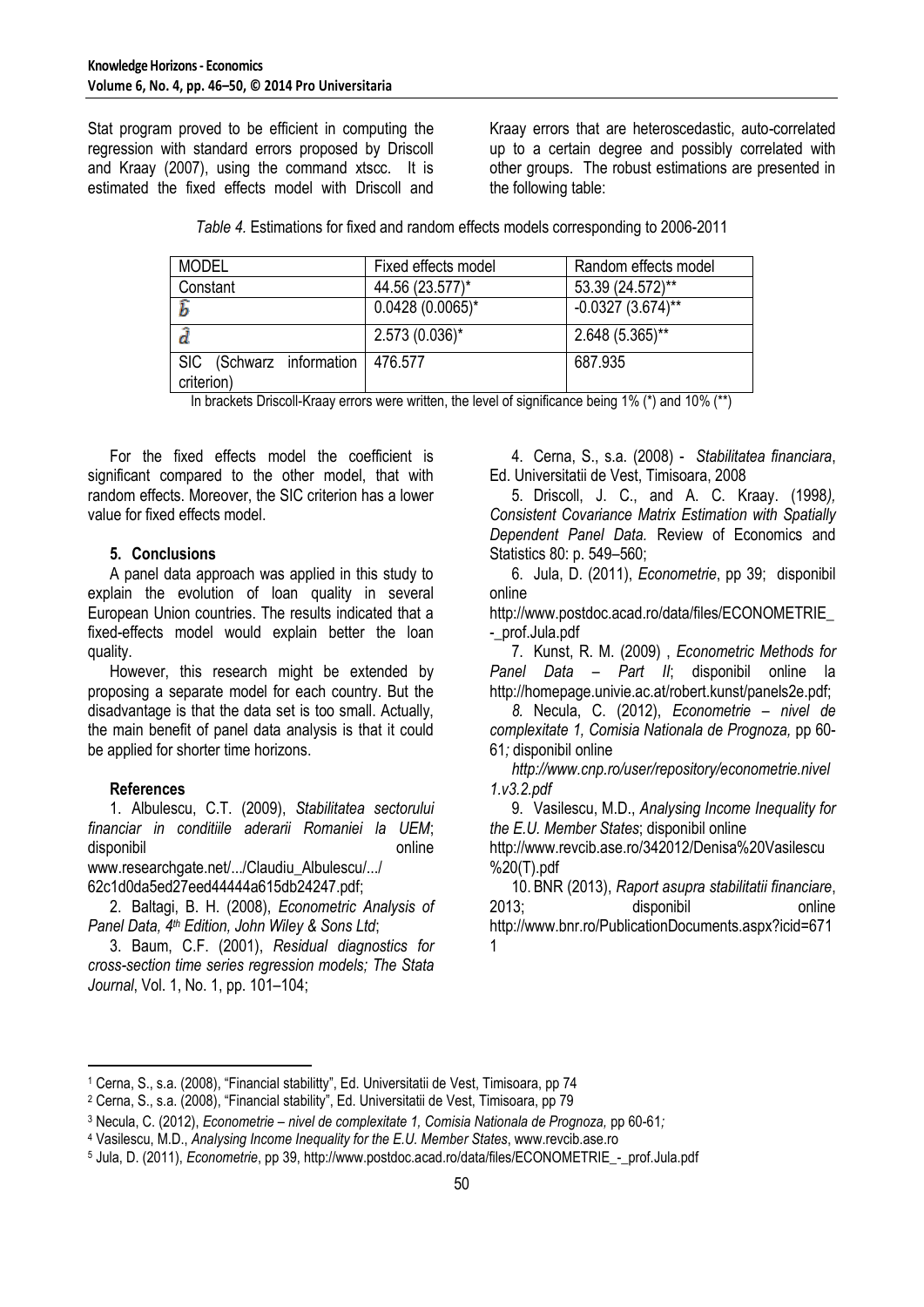Stat program proved to be efficient in computing the regression with standard errors proposed by Driscoll and Kraay (2007), using the command xtscc. It is estimated the fixed effects model with Driscoll and Kraay errors that are heteroscedastic, auto-correlated up to a certain degree and possibly correlated with other groups. The robust estimations are presented in the following table:

*Table 4.* Estimations for fixed and random effects models corresponding to 2006-2011

| MODEL | Fixed effects model | Random effects model |
| --- | --- | --- |
| Constant | 44.56 (23.577)* | 53.39 (24.572)** |
| $\hat{b}$ | 0.0428 (0.0065)* | -0.0327 (3.674)** |
| $\hat{d}$ | 2.573 (0.036)* | 2.648 (5.365)** |
| SIC (Schwarz information criterion) | 476.577 | 687.935 |

In brackets Driscoll-Kraay errors were written, the level of significance being 1% (*) and 10% (**)

For the fixed effects model the coefficient is significant compared to the other model, that with random effects. Moreover, the SIC criterion has a lower value for fixed effects model.

## 5. Conclusions

A panel data approach was applied in this study to explain the evolution of loan quality in several European Union countries. The results indicated that a fixed-effects model would explain better the loan quality.

However, this research might be extended by proposing a separate model for each country. But the disadvantage is that the data set is too small. Actually, the main benefit of panel data analysis is that it could be applied for shorter time horizons.

## References

1. Albulescu, C.T. (2009), *Stabilitatea sectorului financiar in conditiile aderarii Romaniei la UEM*; disponibil online www.researchgate.net/.../Claudiu_Albulescu/.../62c1d0da5ed27eed44444a615db24247.pdf;
2. Baltagi, B. H. (2008), *Econometric Analysis of Panel Data, 4th Edition, John Wiley & Sons Ltd*;
3. Baum, C.F. (2001), *Residual diagnostics for cross-section time series regression models; The Stata Journal*, Vol. 1, No. 1, pp. 101–104;
4. Cerna, S., s.a. (2008) - *Stabilitatea financiara*, Ed. Universitatii de Vest, Timisoara, 2008
5. Driscoll, J. C., and A. C. Kraay. (1998*), Consistent Covariance Matrix Estimation with Spatially Dependent Panel Data.* Review of Economics and Statistics 80: p. 549–560;
6. Jula, D. (2011), *Econometrie*, pp 39; disponibil online http://www.postdoc.acad.ro/data/files/ECONOMETRIE_-_prof.Jula.pdf
7. Kunst, R. M. (2009) , *Econometric Methods for Panel Data – Part II*; disponibil online la http://homepage.univie.ac.at/robert.kunst/panels2e.pdf;
8. Necula, C. (2012), *Econometrie – nivel de complexitate 1, Comisia Nationala de Prognoza,* pp 60-61*;* disponibil online *http://www.cnp.ro/user/repository/econometrie.nivel1.v3.2.pdf*
9. Vasilescu, M.D., *Analysing Income Inequality for the E.U. Member States*; disponibil online http://www.revcib.ase.ro/342012/Denisa%20Vasilescu%20(T).pdf
10. BNR (2013), *Raport asupra stabilitatii financiare*, 2013; disponibil online http://www.bnr.ro/PublicationDocuments.aspx?icid=6711

[1] Cerna, S., s.a. (2008), "Financial stabilitty", Ed. Universitatii de Vest, Timisoara, pp 74

[2] Cerna, S., s.a. (2008), "Financial stability", Ed. Universitatii de Vest, Timisoara, pp 79

[3] Necula, C. (2012), *Econometrie – nivel de complexitate 1, Comisia Nationala de Prognoza,* pp 60-61*;*

[4] Vasilescu, M.D., *Analysing Income Inequality for the E.U. Member States*, www.revcib.ase.ro

[5] Jula, D. (2011), *Econometrie*, pp 39, http://www.postdoc.acad.ro/data/files/ECONOMETRIE_-_prof.Jula.pdf